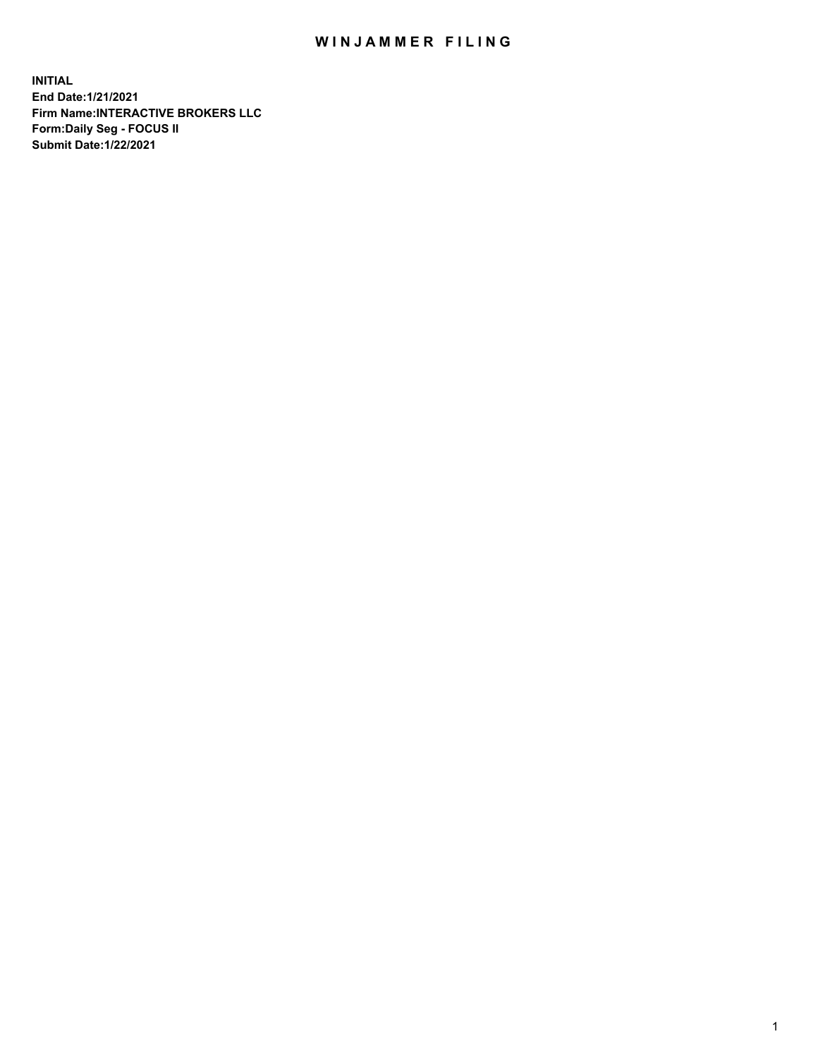# WINJAMMER FILING

**INITIAL**
**End Date:1/21/2021**
**Firm Name:INTERACTIVE BROKERS LLC**
**Form:Daily Seg - FOCUS II**
**Submit Date:1/22/2021**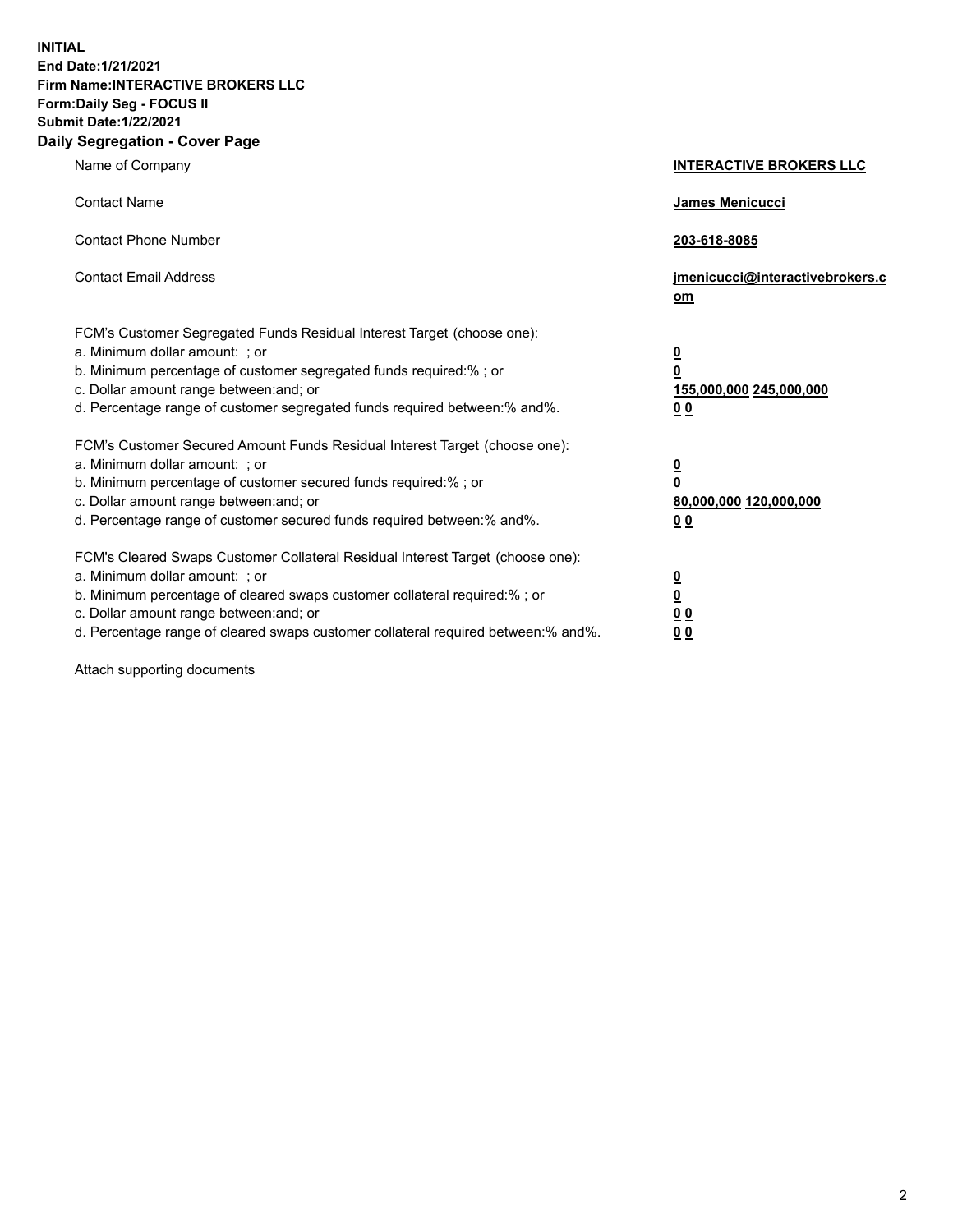**INITIAL**
**End Date:1/21/2021**
**Firm Name:INTERACTIVE BROKERS LLC**
**Form:Daily Seg - FOCUS II**
**Submit Date:1/22/2021**

## Daily Segregation - Cover Page

| | |
|---|---|
| Name of Company | **INTERACTIVE BROKERS LLC** |
| Contact Name | **James Menicucci** |
| Contact Phone Number | **203-618-8085** |
| Contact Email Address | **jmenicucci@interactivebrokers.com** |

| | |
|---|---|
| FCM's Customer Segregated Funds Residual Interest Target (choose one): | |
| a. Minimum dollar amount: ; or | **0** |
| b. Minimum percentage of customer segregated funds required:% ; or | **0** |
| c. Dollar amount range between:and; or | **155,000,000 245,000,000** |
| d. Percentage range of customer segregated funds required between:% and%. | **0 0** |
| FCM's Customer Secured Amount Funds Residual Interest Target (choose one): | |
| a. Minimum dollar amount: ; or | **0** |
| b. Minimum percentage of customer secured funds required:% ; or | **0** |
| c. Dollar amount range between:and; or | **80,000,000 120,000,000** |
| d. Percentage range of customer secured funds required between:% and%. | **0 0** |
| FCM's Cleared Swaps Customer Collateral Residual Interest Target (choose one): | |
| a. Minimum dollar amount: ; or | **0** |
| b. Minimum percentage of cleared swaps customer collateral required:% ; or | **0** |
| c. Dollar amount range between:and; or | **0 0** |
| d. Percentage range of cleared swaps customer collateral required between:% and%. | **0 0** |

Attach supporting documents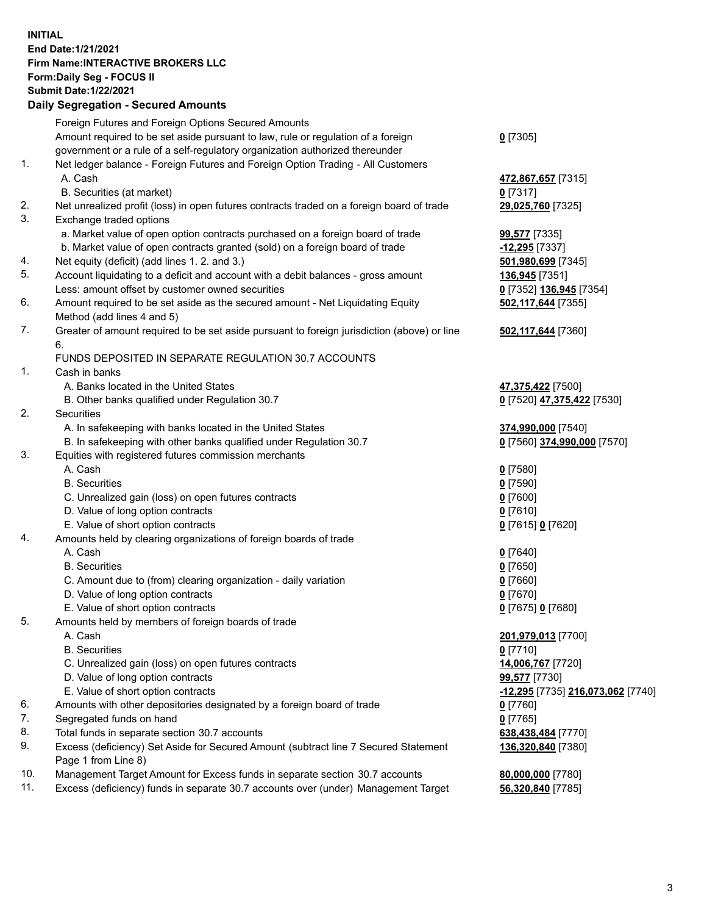**INITIAL**
**End Date:1/21/2021**
**Firm Name:INTERACTIVE BROKERS LLC**
**Form:Daily Seg - FOCUS II**
**Submit Date:1/22/2021**

## Daily Segregation - Secured Amounts

| | | |
|---|---|---|
| | Foreign Futures and Foreign Options Secured Amounts | |
| | Amount required to be set aside pursuant to law, rule or regulation of a foreign government or a rule of a self-regulatory organization authorized thereunder | **0** [7305] |
| 1. | Net ledger balance - Foreign Futures and Foreign Option Trading - All Customers | |
| | A. Cash | **472,867,657** [7315] |
| | B. Securities (at market) | **0** [7317] |
| 2. | Net unrealized profit (loss) in open futures contracts traded on a foreign board of trade | **29,025,760** [7325] |
| 3. | Exchange traded options | |
| | a. Market value of open option contracts purchased on a foreign board of trade | **99,577** [7335] |
| | b. Market value of open contracts granted (sold) on a foreign board of trade | **-12,295** [7337] |
| 4. | Net equity (deficit) (add lines 1. 2. and 3.) | **501,980,699** [7345] |
| 5. | Account liquidating to a deficit and account with a debit balances - gross amount | **136,945** [7351] |
| | Less: amount offset by customer owned securities | **0** [7352] **136,945** [7354] |
| 6. | Amount required to be set aside as the secured amount - Net Liquidating Equity Method (add lines 4 and 5) | **502,117,644** [7355] |
| 7. | Greater of amount required to be set aside pursuant to foreign jurisdiction (above) or line 6. | **502,117,644** [7360] |
| | FUNDS DEPOSITED IN SEPARATE REGULATION 30.7 ACCOUNTS | |
| 1. | Cash in banks | |
| | A. Banks located in the United States | **47,375,422** [7500] |
| | B. Other banks qualified under Regulation 30.7 | **0** [7520] **47,375,422** [7530] |
| 2. | Securities | |
| | A. In safekeeping with banks located in the United States | **374,990,000** [7540] |
| | B. In safekeeping with other banks qualified under Regulation 30.7 | **0** [7560] **374,990,000** [7570] |
| 3. | Equities with registered futures commission merchants | |
| | A. Cash | **0** [7580] |
| | B. Securities | **0** [7590] |
| | C. Unrealized gain (loss) on open futures contracts | **0** [7600] |
| | D. Value of long option contracts | **0** [7610] |
| | E. Value of short option contracts | **0** [7615] **0** [7620] |
| 4. | Amounts held by clearing organizations of foreign boards of trade | |
| | A. Cash | **0** [7640] |
| | B. Securities | **0** [7650] |
| | C. Amount due to (from) clearing organization - daily variation | **0** [7660] |
| | D. Value of long option contracts | **0** [7670] |
| | E. Value of short option contracts | **0** [7675] **0** [7680] |
| 5. | Amounts held by members of foreign boards of trade | |
| | A. Cash | **201,979,013** [7700] |
| | B. Securities | **0** [7710] |
| | C. Unrealized gain (loss) on open futures contracts | **14,006,767** [7720] |
| | D. Value of long option contracts | **99,577** [7730] |
| | E. Value of short option contracts | **-12,295** [7735] **216,073,062** [7740] |
| 6. | Amounts with other depositories designated by a foreign board of trade | **0** [7760] |
| 7. | Segregated funds on hand | **0** [7765] |
| 8. | Total funds in separate section 30.7 accounts | **638,438,484** [7770] |
| 9. | Excess (deficiency) Set Aside for Secured Amount (subtract line 7 Secured Statement Page 1 from Line 8) | **136,320,840** [7380] |
| 10. | Management Target Amount for Excess funds in separate section 30.7 accounts | **80,000,000** [7780] |
| 11. | Excess (deficiency) funds in separate 30.7 accounts over (under) Management Target | **56,320,840** [7785] |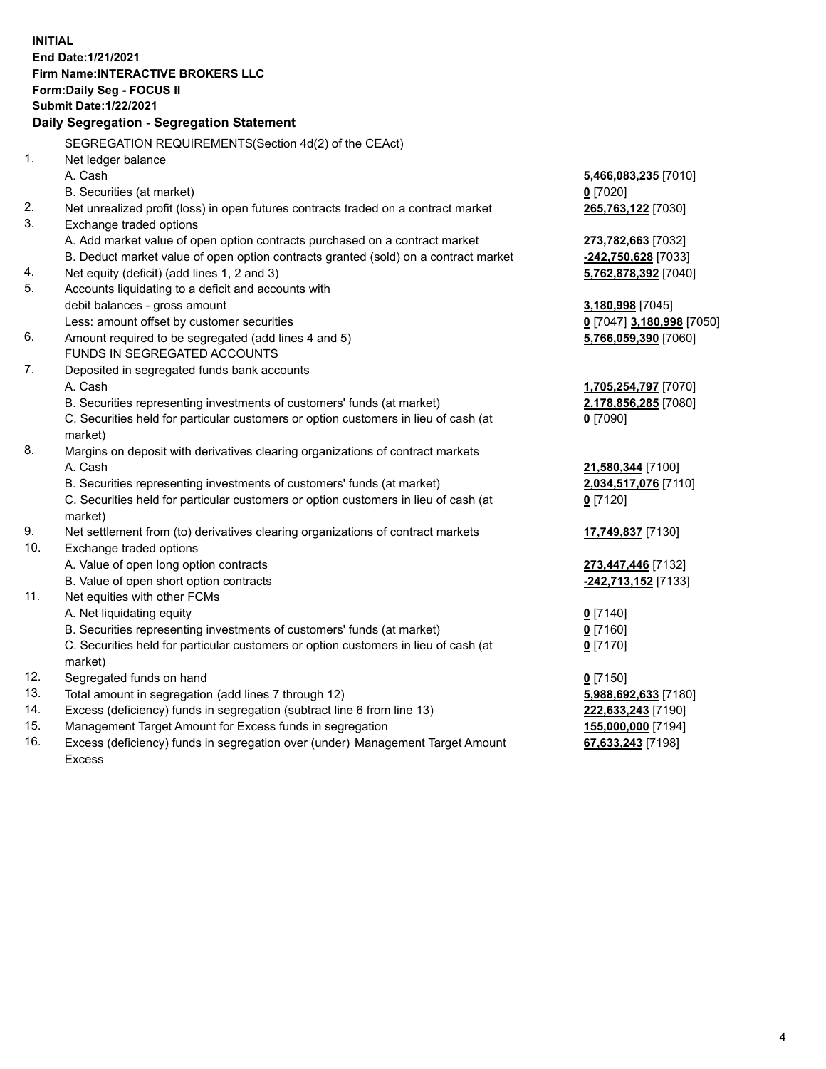**INITIAL**
**End Date:1/21/2021**
**Firm Name:INTERACTIVE BROKERS LLC**
**Form:Daily Seg - FOCUS II**
**Submit Date:1/22/2021**

## Daily Segregation - Segregation Statement

SEGREGATION REQUIREMENTS(Section 4d(2) of the CEAct)

| | | |
|---|---|---|
| 1. | Net ledger balance | |
| | A. Cash | 5,466,083,235 [7010] |
| | B. Securities (at market) | 0 [7020] |
| 2. | Net unrealized profit (loss) in open futures contracts traded on a contract market | 265,763,122 [7030] |
| 3. | Exchange traded options | |
| | A. Add market value of open option contracts purchased on a contract market | 273,782,663 [7032] |
| | B. Deduct market value of open option contracts granted (sold) on a contract market | -242,750,628 [7033] |
| 4. | Net equity (deficit) (add lines 1, 2 and 3) | 5,762,878,392 [7040] |
| 5. | Accounts liquidating to a deficit and accounts with debit balances - gross amount | 3,180,998 [7045] |
| | Less: amount offset by customer securities | 0 [7047] 3,180,998 [7050] |
| 6. | Amount required to be segregated (add lines 4 and 5) | 5,766,059,390 [7060] |
| | FUNDS IN SEGREGATED ACCOUNTS | |
| 7. | Deposited in segregated funds bank accounts | |
| | A. Cash | 1,705,254,797 [7070] |
| | B. Securities representing investments of customers' funds (at market) | 2,178,856,285 [7080] |
| | C. Securities held for particular customers or option customers in lieu of cash (at market) | 0 [7090] |
| 8. | Margins on deposit with derivatives clearing organizations of contract markets | |
| | A. Cash | 21,580,344 [7100] |
| | B. Securities representing investments of customers' funds (at market) | 2,034,517,076 [7110] |
| | C. Securities held for particular customers or option customers in lieu of cash (at market) | 0 [7120] |
| 9. | Net settlement from (to) derivatives clearing organizations of contract markets | 17,749,837 [7130] |
| 10. | Exchange traded options | |
| | A. Value of open long option contracts | 273,447,446 [7132] |
| | B. Value of open short option contracts | -242,713,152 [7133] |
| 11. | Net equities with other FCMs | |
| | A. Net liquidating equity | 0 [7140] |
| | B. Securities representing investments of customers' funds (at market) | 0 [7160] |
| | C. Securities held for particular customers or option customers in lieu of cash (at market) | 0 [7170] |
| 12. | Segregated funds on hand | 0 [7150] |
| 13. | Total amount in segregation (add lines 7 through 12) | 5,988,692,633 [7180] |
| 14. | Excess (deficiency) funds in segregation (subtract line 6 from line 13) | 222,633,243 [7190] |
| 15. | Management Target Amount for Excess funds in segregation | 155,000,000 [7194] |
| 16. | Excess (deficiency) funds in segregation over (under) Management Target Amount Excess | 67,633,243 [7198] |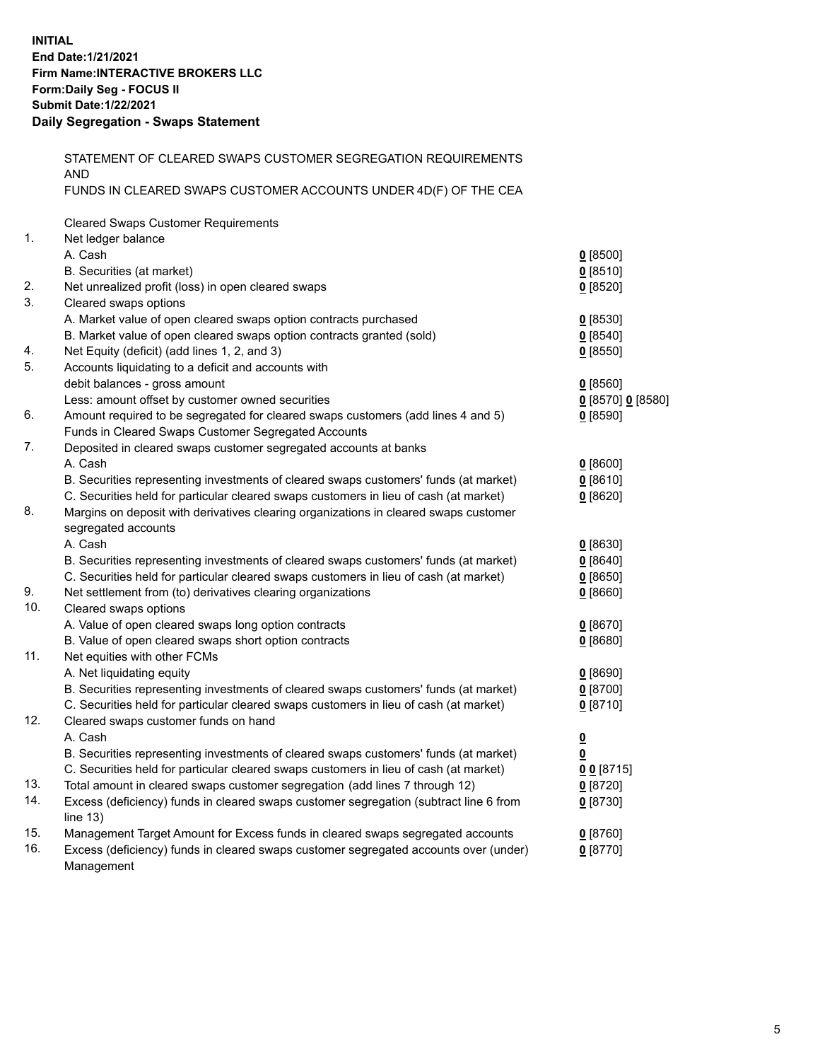**INITIAL**
**End Date:1/21/2021**
**Firm Name:INTERACTIVE BROKERS LLC**
**Form:Daily Seg - FOCUS II**
**Submit Date:1/22/2021**
**Daily Segregation - Swaps Statement**

STATEMENT OF CLEARED SWAPS CUSTOMER SEGREGATION REQUIREMENTS AND FUNDS IN CLEARED SWAPS CUSTOMER ACCOUNTS UNDER 4D(F) OF THE CEA

| | | |
|---|---|---|
| | Cleared Swaps Customer Requirements | |
| 1. | Net ledger balance | |
| | A. Cash | 0 [8500] |
| | B. Securities (at market) | 0 [8510] |
| 2. | Net unrealized profit (loss) in open cleared swaps | 0 [8520] |
| 3. | Cleared swaps options | |
| | A. Market value of open cleared swaps option contracts purchased | 0 [8530] |
| | B. Market value of open cleared swaps option contracts granted (sold) | 0 [8540] |
| 4. | Net Equity (deficit) (add lines 1, 2, and 3) | 0 [8550] |
| 5. | Accounts liquidating to a deficit and accounts with | |
| | debit balances - gross amount | 0 [8560] |
| | Less: amount offset by customer owned securities | 0 [8570] 0 [8580] |
| 6. | Amount required to be segregated for cleared swaps customers (add lines 4 and 5) | 0 [8590] |
| | Funds in Cleared Swaps Customer Segregated Accounts | |
| 7. | Deposited in cleared swaps customer segregated accounts at banks | |
| | A. Cash | 0 [8600] |
| | B. Securities representing investments of cleared swaps customers' funds (at market) | 0 [8610] |
| | C. Securities held for particular cleared swaps customers in lieu of cash (at market) | 0 [8620] |
| 8. | Margins on deposit with derivatives clearing organizations in cleared swaps customer segregated accounts | |
| | A. Cash | 0 [8630] |
| | B. Securities representing investments of cleared swaps customers' funds (at market) | 0 [8640] |
| | C. Securities held for particular cleared swaps customers in lieu of cash (at market) | 0 [8650] |
| 9. | Net settlement from (to) derivatives clearing organizations | 0 [8660] |
| 10. | Cleared swaps options | |
| | A. Value of open cleared swaps long option contracts | 0 [8670] |
| | B. Value of open cleared swaps short option contracts | 0 [8680] |
| 11. | Net equities with other FCMs | |
| | A. Net liquidating equity | 0 [8690] |
| | B. Securities representing investments of cleared swaps customers' funds (at market) | 0 [8700] |
| | C. Securities held for particular cleared swaps customers in lieu of cash (at market) | 0 [8710] |
| 12. | Cleared swaps customer funds on hand | |
| | A. Cash | 0 |
| | B. Securities representing investments of cleared swaps customers' funds (at market) | 0 |
| | C. Securities held for particular cleared swaps customers in lieu of cash (at market) | 0 0 [8715] |
| 13. | Total amount in cleared swaps customer segregation (add lines 7 through 12) | 0 [8720] |
| 14. | Excess (deficiency) funds in cleared swaps customer segregation (subtract line 6 from line 13) | 0 [8730] |
| 15. | Management Target Amount for Excess funds in cleared swaps segregated accounts | 0 [8760] |
| 16. | Excess (deficiency) funds in cleared swaps customer segregated accounts over (under) Management | 0 [8770] |